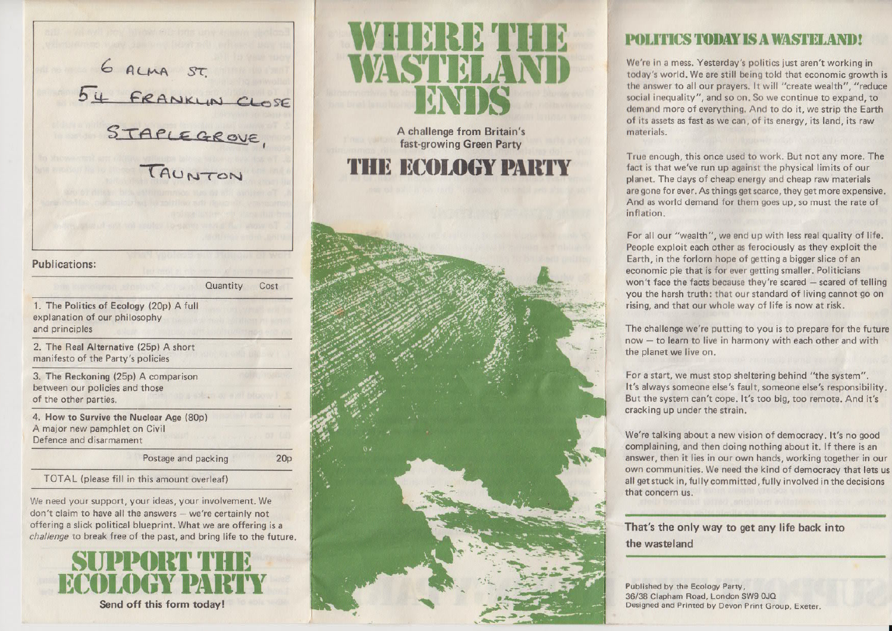6 ALMA ST.

~~54 FRANKLIN CLOSE~~

STAPLEGROVE,

TAUNTON

**Publications:**

| | Quantity | Cost |
|---|---|---|
| 1. **The Politics of Ecology** (20p) A full explanation of our philosophy and principles | | |
| 2. **The Real Alternative** (25p) A short manifesto of the Party's policies | | |
| 3. **The Reckoning** (25p) A comparison between our policies and those of the other parties. | | |
| 4. **How to Survive the Nuclear Age** (80p) A major new pamphlet on Civil Defence and disarmament | | |
| Postage and packing | | 20p |
| TOTAL (please fill in this amount overleaf) | | |

We need your support, your ideas, your involvement. We don't claim to have all the answers – we're certainly not offering a slick political blueprint. What we are offering is a *challenge* to break free of the past, and bring life to the future.

# SUPPORT THE ECOLOGY PARTY

**Send off this form today!**

# WHERE THE WASTELAND ENDS

A challenge from Britain's fast-growing Green Party

# THE ECOLOGY PARTY

## POLITICS TODAY IS A WASTELAND!

We're in a mess. Yesterday's politics just aren't working in today's world. We are still being told that economic growth is the answer to all our prayers. It will "create wealth", "reduce social inequality", and so on. So we continue to expand, to demand more of everything. And to do it, we strip the Earth of its assets as fast as we can, of its energy, its land, its raw materials.

True enough, this once used to work. But not any more. The fact is that we've run up against the physical limits of our planet. The days of cheap energy and cheap raw materials are gone for ever. As things get scarce, they get more expensive. And as world demand for them goes up, so must the rate of inflation.

For all our "wealth", we end up with less real quality of life. People exploit each other as ferociously as they exploit the Earth, in the forlorn hope of getting a bigger slice of an economic pie that is for ever getting smaller. Politicians won't face the facts because they're scared – scared of telling you the harsh truth: that our standard of living cannot go on rising, and that our whole way of life is now at risk.

The challenge we're putting to you is to prepare for the future now – to learn to live in harmony with each other and with the planet we live on.

For a start, we must stop sheltering behind "the system". It's always someone else's fault, someone else's responsibility. But the system can't cope. It's too big, too remote. And it's cracking up under the strain.

We're talking about a new vision of democracy. It's no good complaining, and then doing nothing about it. If there is an answer, then it lies in our own hands, working together in our own communities. We need the kind of democracy that lets us all get stuck in, fully committed, fully involved in the decisions that concern us.

That's the only way to get any life back into the wasteland

Published by the Ecology Party,
36/38 Clapham Road, London SW9 0JQ
Designed and Printed by Devon Print Group, Exeter.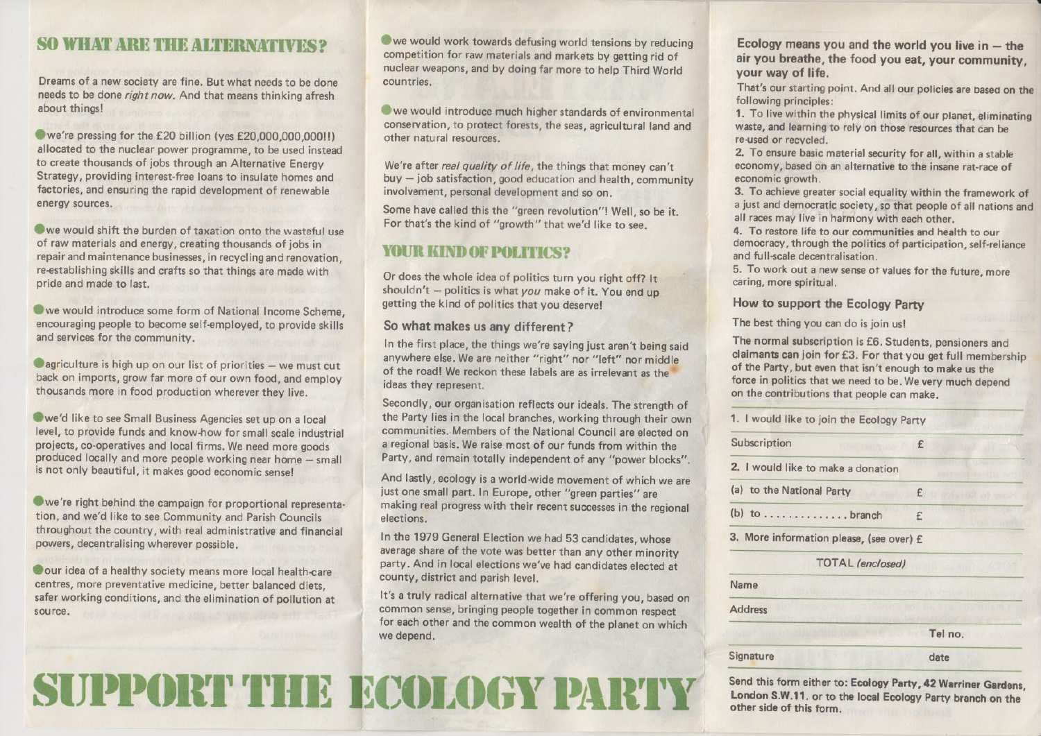## SO WHAT ARE THE ALTERNATIVES?

Dreams of a new society are fine. But what needs to be done needs to be done *right now*. And that means thinking afresh about things!

- we're pressing for the £20 billion (yes £20,000,000,000!!) allocated to the nuclear power programme, to be used instead to create thousands of jobs through an Alternative Energy Strategy, providing interest-free loans to insulate homes and factories, and ensuring the rapid development of renewable energy sources.

- we would shift the burden of taxation onto the wasteful use of raw materials and energy, creating thousands of jobs in repair and maintenance businesses, in recycling and renovation, re-establishing skills and crafts so that things are made with pride and made to last.

- we would introduce some form of National Income Scheme, encouraging people to become self-employed, to provide skills and services for the community.

- agriculture is high up on our list of priorities – we must cut back on imports, grow far more of our own food, and employ thousands more in food production wherever they live.

- we'd like to see Small Business Agencies set up on a local level, to provide funds and know-how for small scale industrial projects, co-operatives and local firms. We need more goods produced locally and more people working near home – small is not only beautiful, it makes good economic sense!

- we're right behind the campaign for proportional representation, and we'd like to see Community and Parish Councils throughout the country, with real administrative and financial powers, decentralising wherever possible.

- our idea of a healthy society means more local health-care centres, more preventative medicine, better balanced diets, safer working conditions, and the elimination of pollution at source.

- we would work towards defusing world tensions by reducing competition for raw materials and markets by getting rid of nuclear weapons, and by doing far more to help Third World countries.

- we would introduce much higher standards of environmental conservation, to protect forests, the seas, agricultural land and other natural resources.

We're after *real quality of life*, the things that money can't buy – job satisfaction, good education and health, community involvement, personal development and so on.

Some have called this the "green revolution"! Well, so be it. For that's the kind of "growth" that we'd like to see.

## YOUR KIND OF POLITICS?

Or does the whole idea of politics turn you right off? It shouldn't – politics is what *you* make of it. You end up getting the kind of politics that you deserve!

### So what makes us any different?

In the first place, the things we're saying just aren't being said anywhere else. We are neither "right" nor "left" nor middle of the road! We reckon these labels are as irrelevant as the ideas they represent.

Secondly, our organisation reflects our ideals. The strength of the Party lies in the local branches, working through their own communities. Members of the National Council are elected on a regional basis. We raise most of our funds from within the Party, and remain totally independent of any "power blocks".

And lastly, ecology is a world-wide movement of which we are just one small part. In Europe, other "green parties" are making real progress with their recent successes in the regional elections.

In the 1979 General Election we had 53 candidates, whose average share of the vote was better than any other minority party. And in local elections we've had candidates elected at county, district and parish level.

It's a truly radical alternative that we're offering you, based on common sense, bringing people together in common respect for each other and the common wealth of the planet on which we depend.

# SUPPORT THE ECOLOGY PARTY

**Ecology means you and the world you live in – the air you breathe, the food you eat, your community, your way of life.**

That's our starting point. And all our policies are based on the following principles:

1. To live within the physical limits of our planet, eliminating waste, and learning to rely on those resources that can be re-used or recycled.
2. To ensure basic material security for all, within a stable economy, based on an alternative to the insane rat-race of economic growth.
3. To achieve greater social equality within the framework of a just and democratic society, so that people of all nations and all races may live in harmony with each other.
4. To restore life to our communities and health to our democracy, through the politics of participation, self-reliance and full-scale decentralisation.
5. To work out a new sense of values for the future, more caring, more spiritual.

### How to support the Ecology Party

The best thing you can do is join us!

The normal subscription is £6. Students, pensioners and claimants can join for £3. For that you get full membership of the Party, but even that isn't enough to make us the force in politics that we need to be. We very much depend on the contributions that people can make.

1. I would like to join the Ecology Party

Subscription £

2. I would like to make a donation

(a) to the National Party £

(b) to .............. branch £

3. More information please, (see over) £

TOTAL *(enclosed)*

Name

Address

Tel no.

Signature date

Send this form either to: **Ecology Party, 42 Warriner Gardens, London S.W.11.** or to the local Ecology Party branch on the other side of this form.